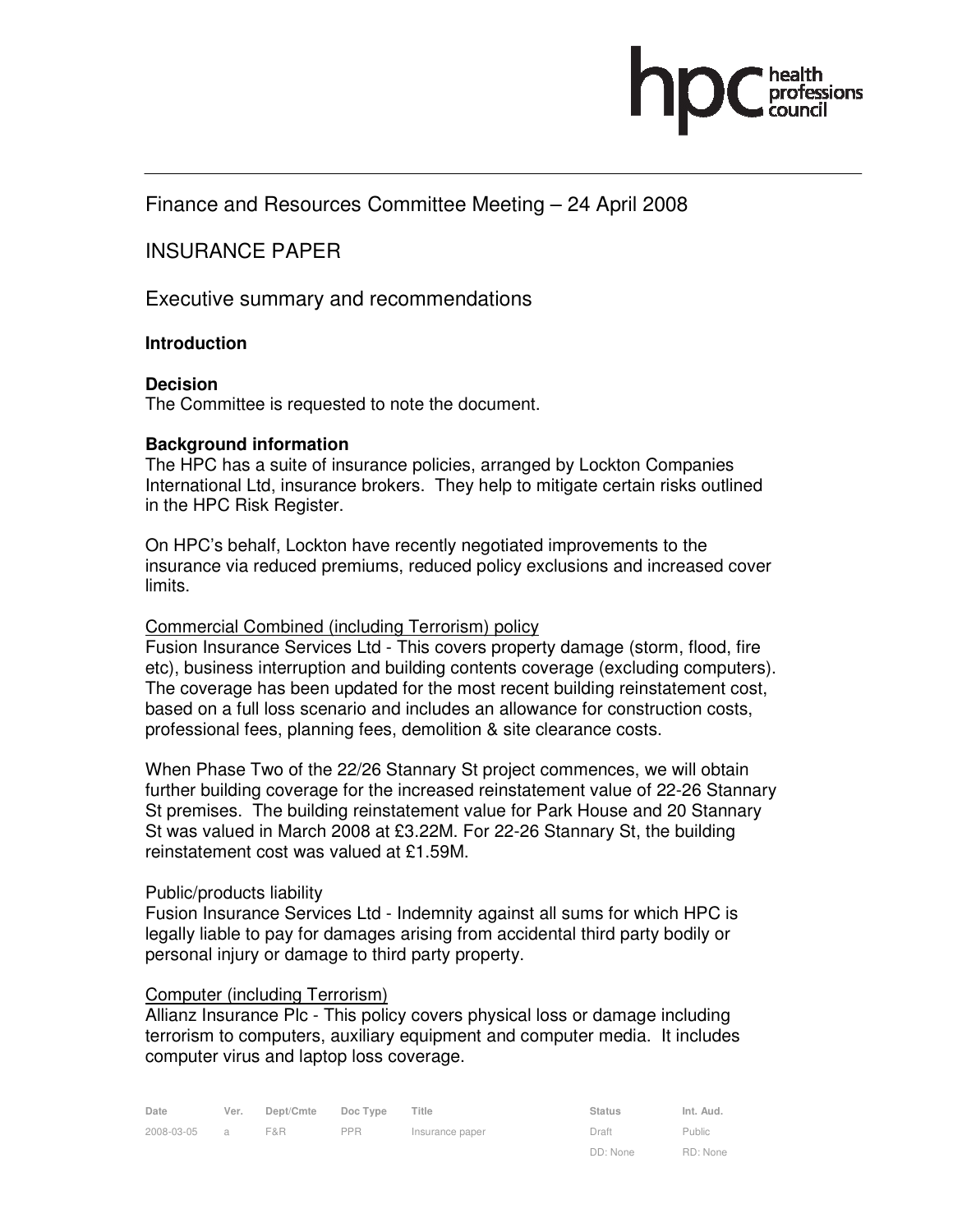Finance and Resources Committee Meeting – 24 April 2008

# INSURANCE PAPER

## Executive summary and recommendations

### Introduction

### Decision

The Committee is requested to note the document.

### Background information

The HPC has a suite of insurance policies, arranged by Lockton Companies International Ltd, insurance brokers. They help to mitigate certain risks outlined in the HPC Risk Register.

On HPC's behalf, Lockton have recently negotiated improvements to the insurance via reduced premiums, reduced policy exclusions and increased cover limits.

Commercial Combined (including Terrorism) policy

Fusion Insurance Services Ltd - This covers property damage (storm, flood, fire etc), business interruption and building contents coverage (excluding computers). The coverage has been updated for the most recent building reinstatement cost, based on a full loss scenario and includes an allowance for construction costs, professional fees, planning fees, demolition & site clearance costs.

When Phase Two of the 22/26 Stannary St project commences, we will obtain further building coverage for the increased reinstatement value of 22-26 Stannary St premises. The building reinstatement value for Park House and 20 Stannary St was valued in March 2008 at £3.22M. For 22-26 Stannary St, the building reinstatement cost was valued at £1.59M.

Public/products liability

Fusion Insurance Services Ltd - Indemnity against all sums for which HPC is legally liable to pay for damages arising from accidental third party bodily or personal injury or damage to third party property.

Computer (including Terrorism)

Allianz Insurance Plc - This policy covers physical loss or damage including terrorism to computers, auxiliary equipment and computer media. It includes computer virus and laptop loss coverage.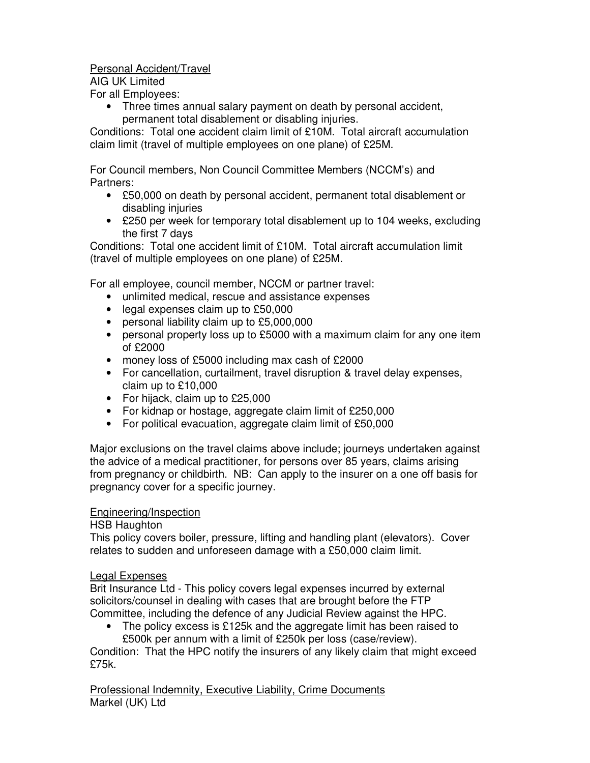Personal Accident/Travel

AIG UK Limited

For all Employees:

- Three times annual salary payment on death by personal accident, permanent total disablement or disabling injuries.

Conditions: Total one accident claim limit of £10M. Total aircraft accumulation claim limit (travel of multiple employees on one plane) of £25M.

For Council members, Non Council Committee Members (NCCM's) and Partners:

- £50,000 on death by personal accident, permanent total disablement or disabling injuries
- £250 per week for temporary total disablement up to 104 weeks, excluding the first 7 days

Conditions: Total one accident limit of £10M. Total aircraft accumulation limit (travel of multiple employees on one plane) of £25M.

For all employee, council member, NCCM or partner travel:

- unlimited medical, rescue and assistance expenses
- legal expenses claim up to £50,000
- personal liability claim up to £5,000,000
- personal property loss up to £5000 with a maximum claim for any one item of £2000
- money loss of £5000 including max cash of £2000
- For cancellation, curtailment, travel disruption & travel delay expenses, claim up to £10,000
- For hijack, claim up to £25,000
- For kidnap or hostage, aggregate claim limit of £250,000
- For political evacuation, aggregate claim limit of £50,000

Major exclusions on the travel claims above include; journeys undertaken against the advice of a medical practitioner, for persons over 85 years, claims arising from pregnancy or childbirth. NB: Can apply to the insurer on a one off basis for pregnancy cover for a specific journey.

Engineering/Inspection

HSB Haughton

This policy covers boiler, pressure, lifting and handling plant (elevators). Cover relates to sudden and unforeseen damage with a £50,000 claim limit.

Legal Expenses

Brit Insurance Ltd - This policy covers legal expenses incurred by external solicitors/counsel in dealing with cases that are brought before the FTP Committee, including the defence of any Judicial Review against the HPC.

- The policy excess is £125k and the aggregate limit has been raised to £500k per annum with a limit of £250k per loss (case/review).

Condition: That the HPC notify the insurers of any likely claim that might exceed £75k.

Professional Indemnity, Executive Liability, Crime Documents

Markel (UK) Ltd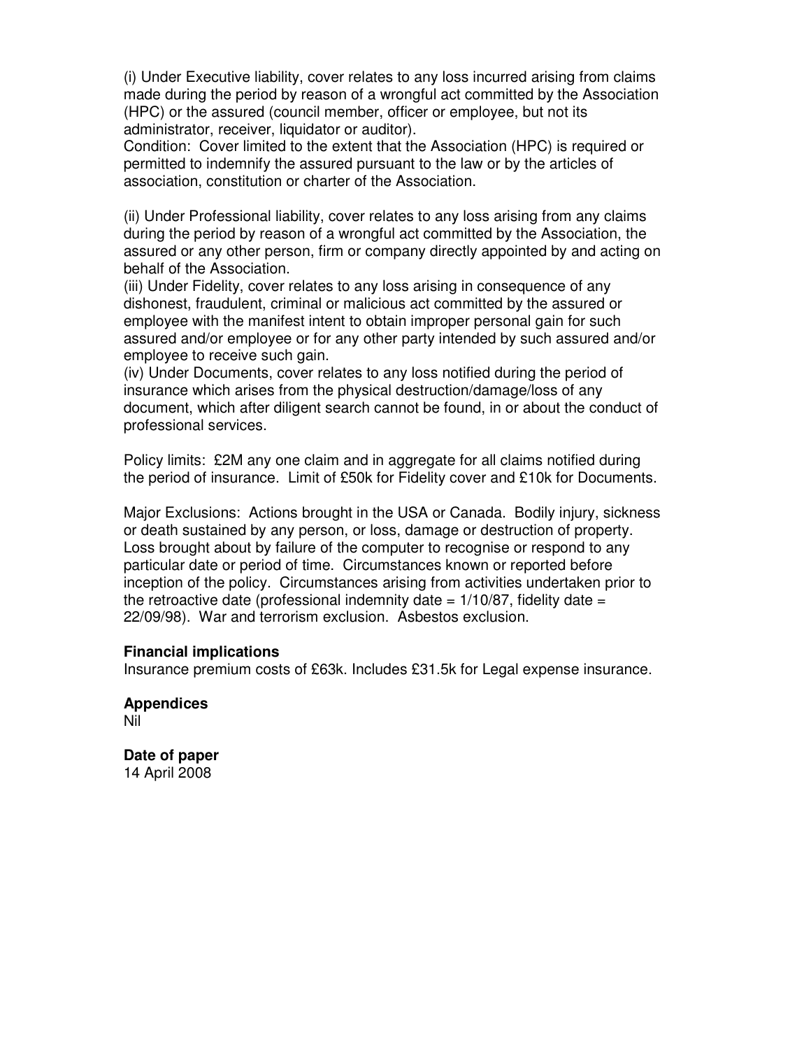(i) Under Executive liability, cover relates to any loss incurred arising from claims made during the period by reason of a wrongful act committed by the Association (HPC) or the assured (council member, officer or employee, but not its administrator, receiver, liquidator or auditor).
Condition: Cover limited to the extent that the Association (HPC) is required or permitted to indemnify the assured pursuant to the law or by the articles of association, constitution or charter of the Association.

(ii) Under Professional liability, cover relates to any loss arising from any claims during the period by reason of a wrongful act committed by the Association, the assured or any other person, firm or company directly appointed by and acting on behalf of the Association.
(iii) Under Fidelity, cover relates to any loss arising in consequence of any dishonest, fraudulent, criminal or malicious act committed by the assured or employee with the manifest intent to obtain improper personal gain for such assured and/or employee or for any other party intended by such assured and/or employee to receive such gain.
(iv) Under Documents, cover relates to any loss notified during the period of insurance which arises from the physical destruction/damage/loss of any document, which after diligent search cannot be found, in or about the conduct of professional services.

Policy limits: £2M any one claim and in aggregate for all claims notified during the period of insurance. Limit of £50k for Fidelity cover and £10k for Documents.

Major Exclusions: Actions brought in the USA or Canada. Bodily injury, sickness or death sustained by any person, or loss, damage or destruction of property. Loss brought about by failure of the computer to recognise or respond to any particular date or period of time. Circumstances known or reported before inception of the policy. Circumstances arising from activities undertaken prior to the retroactive date (professional indemnity date = 1/10/87, fidelity date = 22/09/98). War and terrorism exclusion. Asbestos exclusion.

**Financial implications**
Insurance premium costs of £63k. Includes £31.5k for Legal expense insurance.

**Appendices**
Nil

**Date of paper**
14 April 2008